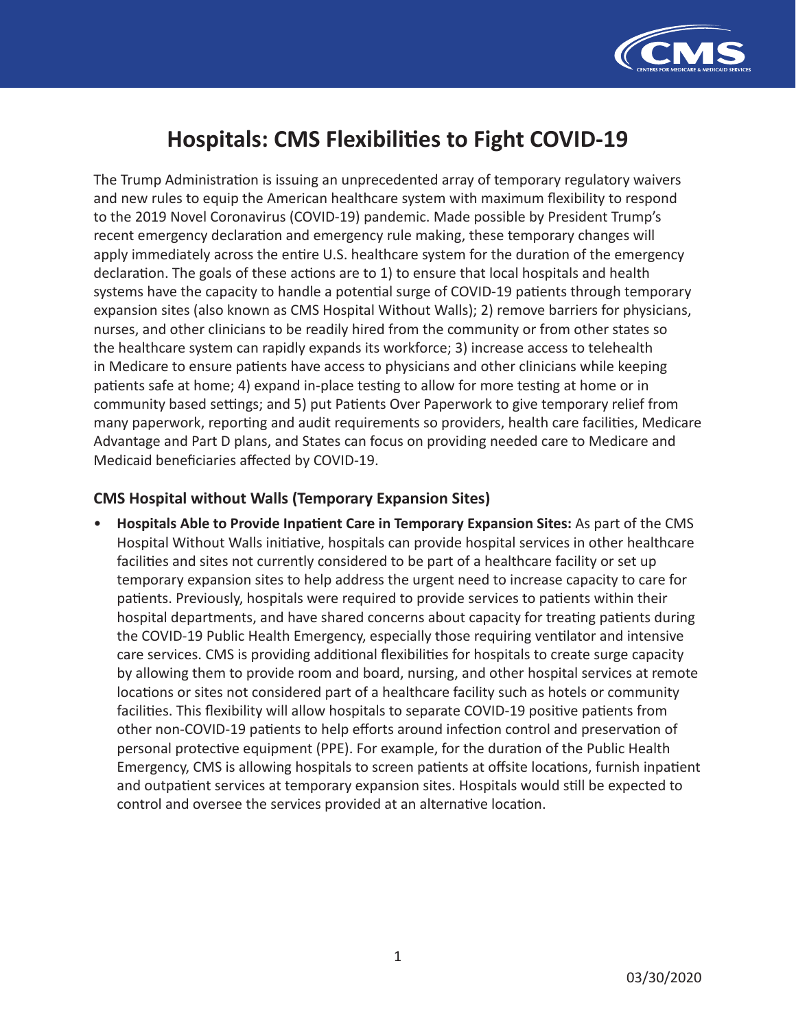# Hospitals: CMS Flexibilities to Fight COVID-19

The Trump Administration is issuing an unprecedented array of temporary regulatory waivers and new rules to equip the American healthcare system with maximum flexibility to respond to the 2019 Novel Coronavirus (COVID-19) pandemic. Made possible by President Trump's recent emergency declaration and emergency rule making, these temporary changes will apply immediately across the entire U.S. healthcare system for the duration of the emergency declaration. The goals of these actions are to 1) to ensure that local hospitals and health systems have the capacity to handle a potential surge of COVID-19 patients through temporary expansion sites (also known as CMS Hospital Without Walls); 2) remove barriers for physicians, nurses, and other clinicians to be readily hired from the community or from other states so the healthcare system can rapidly expands its workforce; 3) increase access to telehealth in Medicare to ensure patients have access to physicians and other clinicians while keeping patients safe at home; 4) expand in-place testing to allow for more testing at home or in community based settings; and 5) put Patients Over Paperwork to give temporary relief from many paperwork, reporting and audit requirements so providers, health care facilities, Medicare Advantage and Part D plans, and States can focus on providing needed care to Medicare and Medicaid beneficiaries affected by COVID-19.

### CMS Hospital without Walls (Temporary Expansion Sites)

- **Hospitals Able to Provide Inpatient Care in Temporary Expansion Sites:** As part of the CMS Hospital Without Walls initiative, hospitals can provide hospital services in other healthcare facilities and sites not currently considered to be part of a healthcare facility or set up temporary expansion sites to help address the urgent need to increase capacity to care for patients. Previously, hospitals were required to provide services to patients within their hospital departments, and have shared concerns about capacity for treating patients during the COVID-19 Public Health Emergency, especially those requiring ventilator and intensive care services. CMS is providing additional flexibilities for hospitals to create surge capacity by allowing them to provide room and board, nursing, and other hospital services at remote locations or sites not considered part of a healthcare facility such as hotels or community facilities. This flexibility will allow hospitals to separate COVID-19 positive patients from other non-COVID-19 patients to help efforts around infection control and preservation of personal protective equipment (PPE). For example, for the duration of the Public Health Emergency, CMS is allowing hospitals to screen patients at offsite locations, furnish inpatient and outpatient services at temporary expansion sites. Hospitals would still be expected to control and oversee the services provided at an alternative location.

03/30/2020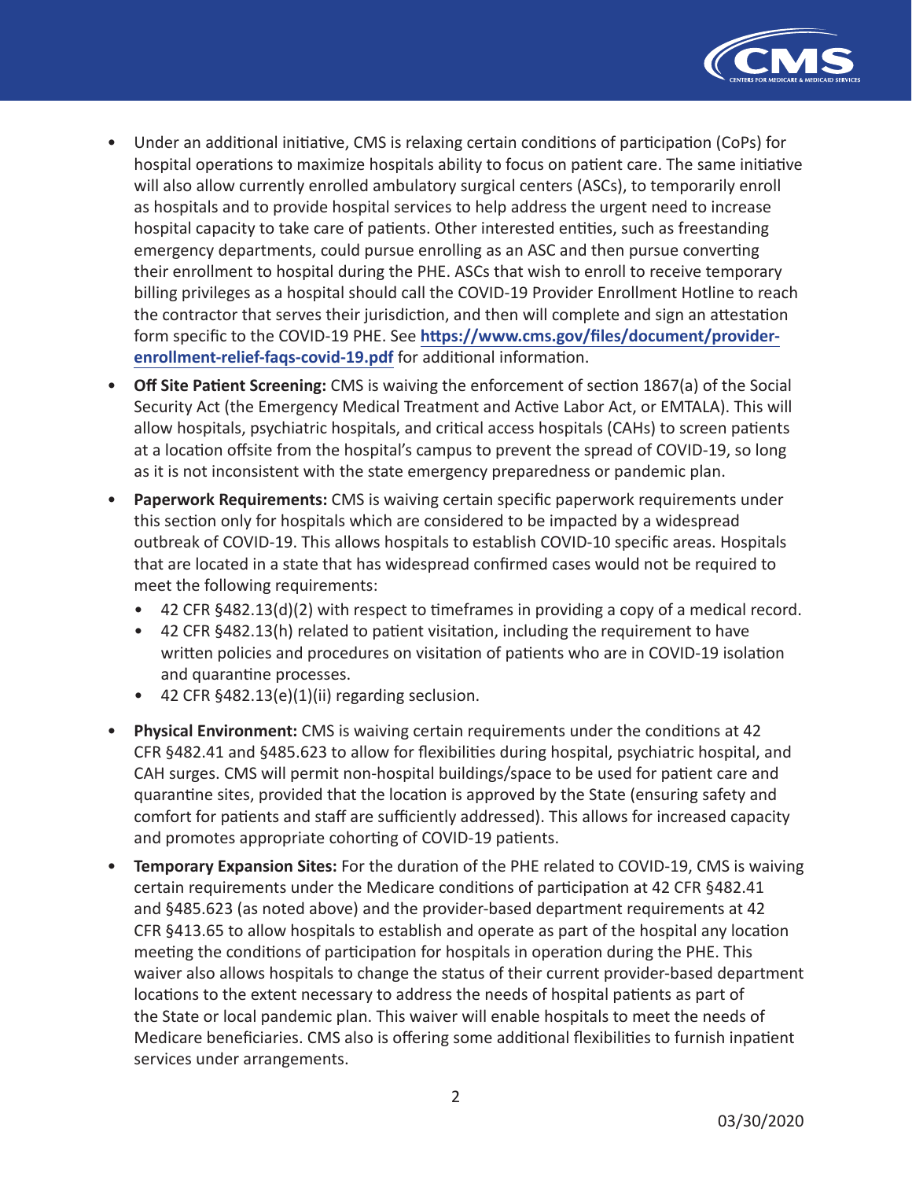- Under an additional initiative, CMS is relaxing certain conditions of participation (CoPs) for hospital operations to maximize hospitals ability to focus on patient care. The same initiative will also allow currently enrolled ambulatory surgical centers (ASCs), to temporarily enroll as hospitals and to provide hospital services to help address the urgent need to increase hospital capacity to take care of patients. Other interested entities, such as freestanding emergency departments, could pursue enrolling as an ASC and then pursue converting their enrollment to hospital during the PHE. ASCs that wish to enroll to receive temporary billing privileges as a hospital should call the COVID-19 Provider Enrollment Hotline to reach the contractor that serves their jurisdiction, and then will complete and sign an attestation form specific to the COVID-19 PHE. See **https://www.cms.gov/files/document/provider-enrollment-relief-faqs-covid-19.pdf** for additional information.
- **Off Site Patient Screening:** CMS is waiving the enforcement of section 1867(a) of the Social Security Act (the Emergency Medical Treatment and Active Labor Act, or EMTALA). This will allow hospitals, psychiatric hospitals, and critical access hospitals (CAHs) to screen patients at a location offsite from the hospital's campus to prevent the spread of COVID-19, so long as it is not inconsistent with the state emergency preparedness or pandemic plan.
- **Paperwork Requirements:** CMS is waiving certain specific paperwork requirements under this section only for hospitals which are considered to be impacted by a widespread outbreak of COVID-19. This allows hospitals to establish COVID-10 specific areas. Hospitals that are located in a state that has widespread confirmed cases would not be required to meet the following requirements:
  - 42 CFR §482.13(d)(2) with respect to timeframes in providing a copy of a medical record.
  - 42 CFR §482.13(h) related to patient visitation, including the requirement to have written policies and procedures on visitation of patients who are in COVID-19 isolation and quarantine processes.
  - 42 CFR §482.13(e)(1)(ii) regarding seclusion.
- **Physical Environment:** CMS is waiving certain requirements under the conditions at 42 CFR §482.41 and §485.623 to allow for flexibilities during hospital, psychiatric hospital, and CAH surges. CMS will permit non-hospital buildings/space to be used for patient care and quarantine sites, provided that the location is approved by the State (ensuring safety and comfort for patients and staff are sufficiently addressed). This allows for increased capacity and promotes appropriate cohorting of COVID-19 patients.
- **Temporary Expansion Sites:** For the duration of the PHE related to COVID-19, CMS is waiving certain requirements under the Medicare conditions of participation at 42 CFR §482.41 and §485.623 (as noted above) and the provider-based department requirements at 42 CFR §413.65 to allow hospitals to establish and operate as part of the hospital any location meeting the conditions of participation for hospitals in operation during the PHE. This waiver also allows hospitals to change the status of their current provider-based department locations to the extent necessary to address the needs of hospital patients as part of the State or local pandemic plan. This waiver will enable hospitals to meet the needs of Medicare beneficiaries. CMS also is offering some additional flexibilities to furnish inpatient services under arrangements.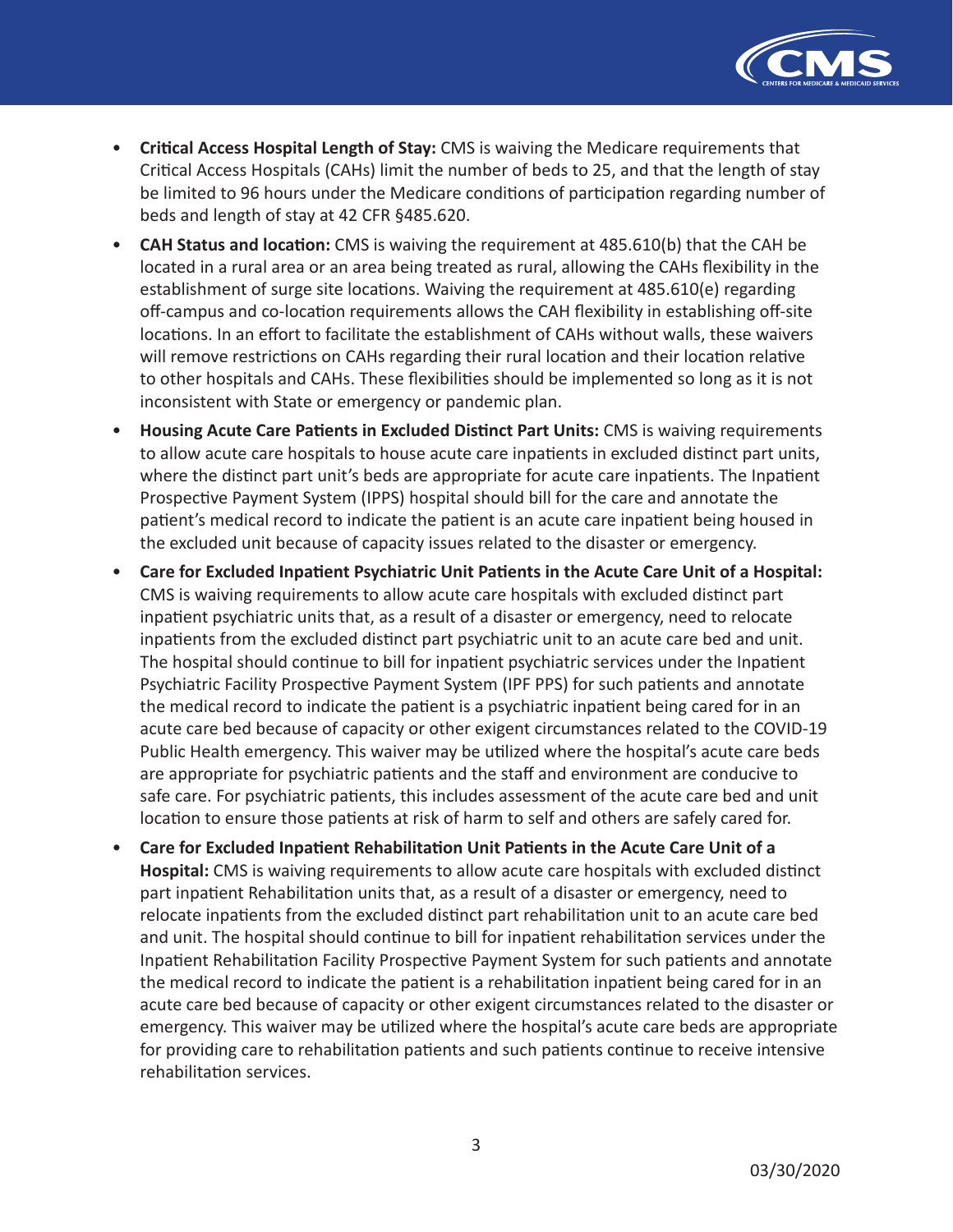- **Critical Access Hospital Length of Stay:** CMS is waiving the Medicare requirements that Critical Access Hospitals (CAHs) limit the number of beds to 25, and that the length of stay be limited to 96 hours under the Medicare conditions of participation regarding number of beds and length of stay at 42 CFR §485.620.
- **CAH Status and location:** CMS is waiving the requirement at 485.610(b) that the CAH be located in a rural area or an area being treated as rural, allowing the CAHs flexibility in the establishment of surge site locations. Waiving the requirement at 485.610(e) regarding off-campus and co-location requirements allows the CAH flexibility in establishing off-site locations. In an effort to facilitate the establishment of CAHs without walls, these waivers will remove restrictions on CAHs regarding their rural location and their location relative to other hospitals and CAHs. These flexibilities should be implemented so long as it is not inconsistent with State or emergency or pandemic plan.
- **Housing Acute Care Patients in Excluded Distinct Part Units:** CMS is waiving requirements to allow acute care hospitals to house acute care inpatients in excluded distinct part units, where the distinct part unit's beds are appropriate for acute care inpatients. The Inpatient Prospective Payment System (IPPS) hospital should bill for the care and annotate the patient's medical record to indicate the patient is an acute care inpatient being housed in the excluded unit because of capacity issues related to the disaster or emergency.
- **Care for Excluded Inpatient Psychiatric Unit Patients in the Acute Care Unit of a Hospital:** CMS is waiving requirements to allow acute care hospitals with excluded distinct part inpatient psychiatric units that, as a result of a disaster or emergency, need to relocate inpatients from the excluded distinct part psychiatric unit to an acute care bed and unit. The hospital should continue to bill for inpatient psychiatric services under the Inpatient Psychiatric Facility Prospective Payment System (IPF PPS) for such patients and annotate the medical record to indicate the patient is a psychiatric inpatient being cared for in an acute care bed because of capacity or other exigent circumstances related to the COVID-19 Public Health emergency. This waiver may be utilized where the hospital's acute care beds are appropriate for psychiatric patients and the staff and environment are conducive to safe care. For psychiatric patients, this includes assessment of the acute care bed and unit location to ensure those patients at risk of harm to self and others are safely cared for.
- **Care for Excluded Inpatient Rehabilitation Unit Patients in the Acute Care Unit of a Hospital:** CMS is waiving requirements to allow acute care hospitals with excluded distinct part inpatient Rehabilitation units that, as a result of a disaster or emergency, need to relocate inpatients from the excluded distinct part rehabilitation unit to an acute care bed and unit. The hospital should continue to bill for inpatient rehabilitation services under the Inpatient Rehabilitation Facility Prospective Payment System for such patients and annotate the medical record to indicate the patient is a rehabilitation inpatient being cared for in an acute care bed because of capacity or other exigent circumstances related to the disaster or emergency. This waiver may be utilized where the hospital's acute care beds are appropriate for providing care to rehabilitation patients and such patients continue to receive intensive rehabilitation services.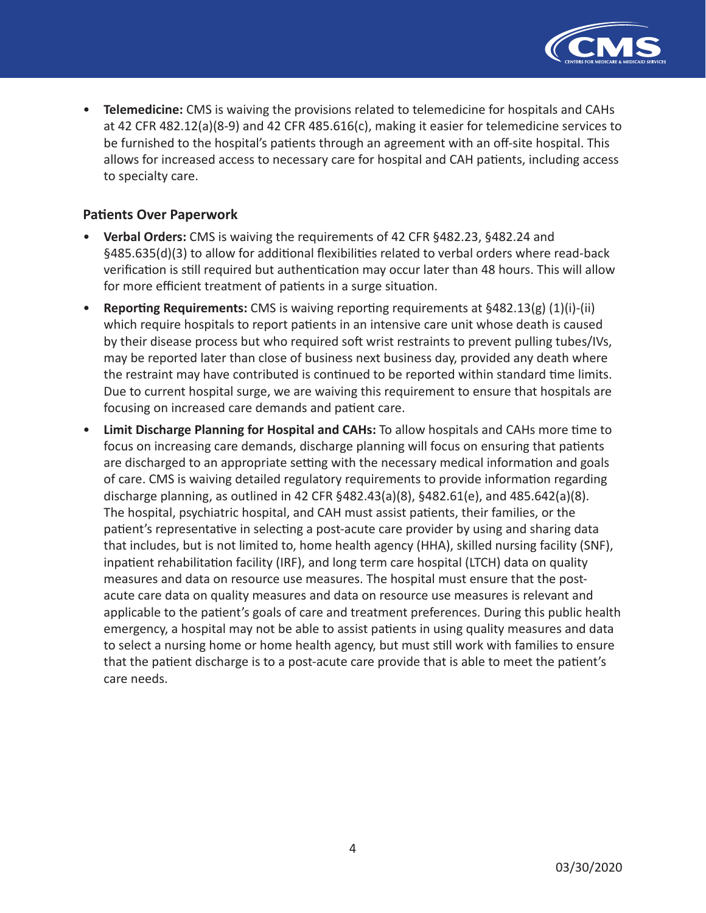- **Telemedicine:** CMS is waiving the provisions related to telemedicine for hospitals and CAHs at 42 CFR 482.12(a)(8-9) and 42 CFR 485.616(c), making it easier for telemedicine services to be furnished to the hospital's patients through an agreement with an off-site hospital. This allows for increased access to necessary care for hospital and CAH patients, including access to specialty care.

### Patients Over Paperwork

- **Verbal Orders:** CMS is waiving the requirements of 42 CFR §482.23, §482.24 and §485.635(d)(3) to allow for additional flexibilities related to verbal orders where read-back verification is still required but authentication may occur later than 48 hours. This will allow for more efficient treatment of patients in a surge situation.
- **Reporting Requirements:** CMS is waiving reporting requirements at §482.13(g) (1)(i)-(ii) which require hospitals to report patients in an intensive care unit whose death is caused by their disease process but who required soft wrist restraints to prevent pulling tubes/IVs, may be reported later than close of business next business day, provided any death where the restraint may have contributed is continued to be reported within standard time limits. Due to current hospital surge, we are waiving this requirement to ensure that hospitals are focusing on increased care demands and patient care.
- **Limit Discharge Planning for Hospital and CAHs:** To allow hospitals and CAHs more time to focus on increasing care demands, discharge planning will focus on ensuring that patients are discharged to an appropriate setting with the necessary medical information and goals of care. CMS is waiving detailed regulatory requirements to provide information regarding discharge planning, as outlined in 42 CFR §482.43(a)(8), §482.61(e), and 485.642(a)(8). The hospital, psychiatric hospital, and CAH must assist patients, their families, or the patient's representative in selecting a post-acute care provider by using and sharing data that includes, but is not limited to, home health agency (HHA), skilled nursing facility (SNF), inpatient rehabilitation facility (IRF), and long term care hospital (LTCH) data on quality measures and data on resource use measures. The hospital must ensure that the post-acute care data on quality measures and data on resource use measures is relevant and applicable to the patient's goals of care and treatment preferences. During this public health emergency, a hospital may not be able to assist patients in using quality measures and data to select a nursing home or home health agency, but must still work with families to ensure that the patient discharge is to a post-acute care provide that is able to meet the patient's care needs.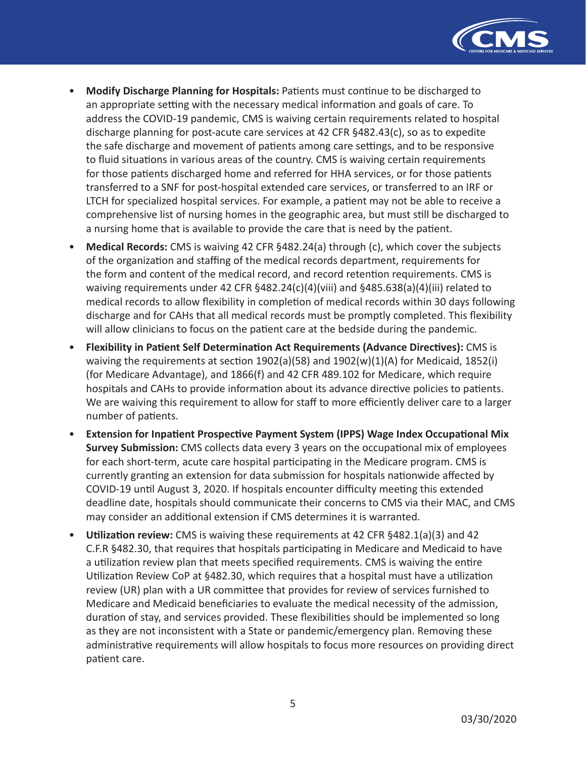- **Modify Discharge Planning for Hospitals:** Patients must continue to be discharged to an appropriate setting with the necessary medical information and goals of care. To address the COVID-19 pandemic, CMS is waiving certain requirements related to hospital discharge planning for post-acute care services at 42 CFR §482.43(c), so as to expedite the safe discharge and movement of patients among care settings, and to be responsive to fluid situations in various areas of the country. CMS is waiving certain requirements for those patients discharged home and referred for HHA services, or for those patients transferred to a SNF for post-hospital extended care services, or transferred to an IRF or LTCH for specialized hospital services. For example, a patient may not be able to receive a comprehensive list of nursing homes in the geographic area, but must still be discharged to a nursing home that is available to provide the care that is need by the patient.
- **Medical Records:** CMS is waiving 42 CFR §482.24(a) through (c), which cover the subjects of the organization and staffing of the medical records department, requirements for the form and content of the medical record, and record retention requirements. CMS is waiving requirements under 42 CFR §482.24(c)(4)(viii) and §485.638(a)(4)(iii) related to medical records to allow flexibility in completion of medical records within 30 days following discharge and for CAHs that all medical records must be promptly completed. This flexibility will allow clinicians to focus on the patient care at the bedside during the pandemic.
- **Flexibility in Patient Self Determination Act Requirements (Advance Directives):** CMS is waiving the requirements at section 1902(a)(58) and 1902(w)(1)(A) for Medicaid, 1852(i) (for Medicare Advantage), and 1866(f) and 42 CFR 489.102 for Medicare, which require hospitals and CAHs to provide information about its advance directive policies to patients. We are waiving this requirement to allow for staff to more efficiently deliver care to a larger number of patients.
- **Extension for Inpatient Prospective Payment System (IPPS) Wage Index Occupational Mix Survey Submission:** CMS collects data every 3 years on the occupational mix of employees for each short-term, acute care hospital participating in the Medicare program. CMS is currently granting an extension for data submission for hospitals nationwide affected by COVID-19 until August 3, 2020. If hospitals encounter difficulty meeting this extended deadline date, hospitals should communicate their concerns to CMS via their MAC, and CMS may consider an additional extension if CMS determines it is warranted.
- **Utilization review:** CMS is waiving these requirements at 42 CFR §482.1(a)(3) and 42 C.F.R §482.30, that requires that hospitals participating in Medicare and Medicaid to have a utilization review plan that meets specified requirements. CMS is waiving the entire Utilization Review CoP at §482.30, which requires that a hospital must have a utilization review (UR) plan with a UR committee that provides for review of services furnished to Medicare and Medicaid beneficiaries to evaluate the medical necessity of the admission, duration of stay, and services provided. These flexibilities should be implemented so long as they are not inconsistent with a State or pandemic/emergency plan. Removing these administrative requirements will allow hospitals to focus more resources on providing direct patient care.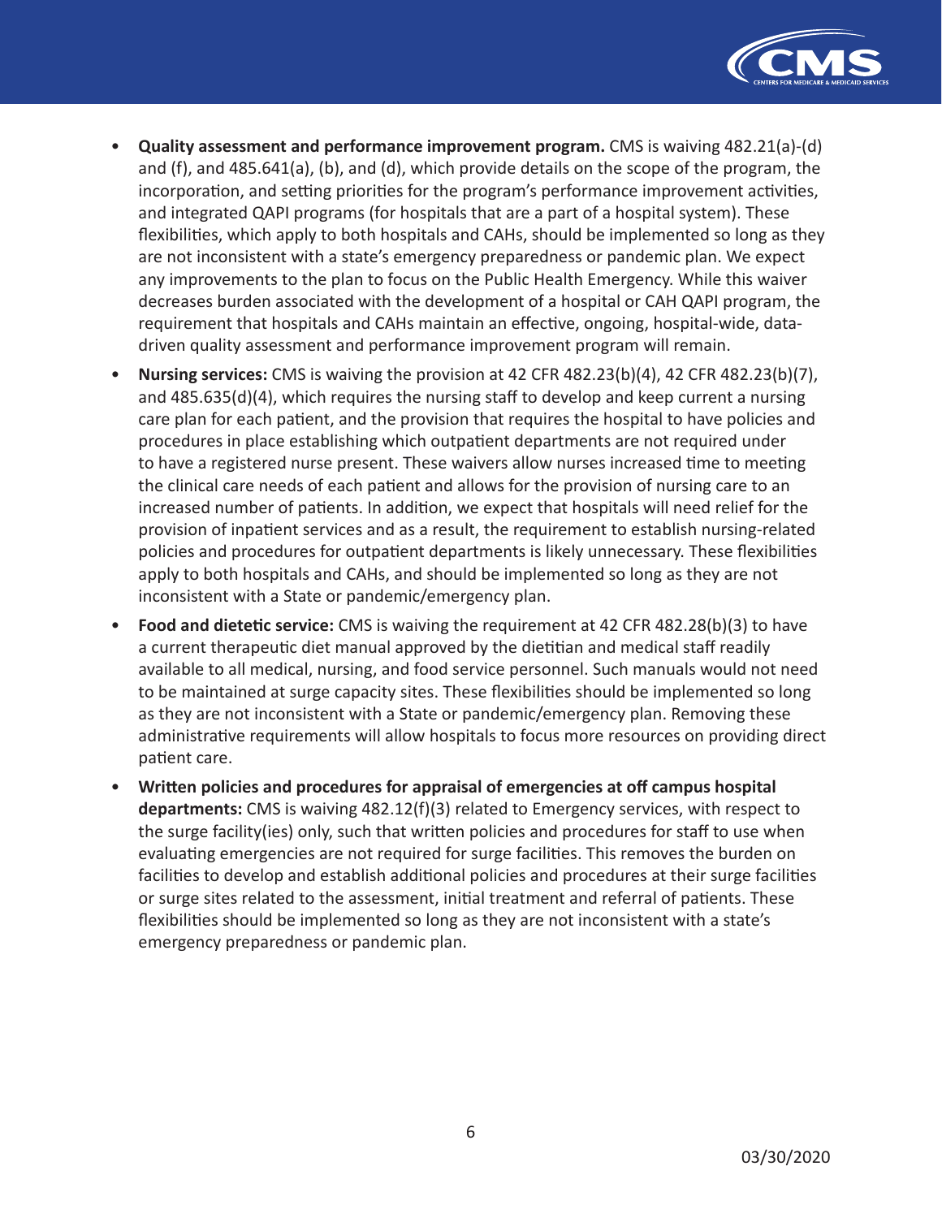- **Quality assessment and performance improvement program.** CMS is waiving 482.21(a)-(d) and (f), and 485.641(a), (b), and (d), which provide details on the scope of the program, the incorporation, and setting priorities for the program's performance improvement activities, and integrated QAPI programs (for hospitals that are a part of a hospital system). These flexibilities, which apply to both hospitals and CAHs, should be implemented so long as they are not inconsistent with a state's emergency preparedness or pandemic plan. We expect any improvements to the plan to focus on the Public Health Emergency. While this waiver decreases burden associated with the development of a hospital or CAH QAPI program, the requirement that hospitals and CAHs maintain an effective, ongoing, hospital-wide, data-driven quality assessment and performance improvement program will remain.
- **Nursing services:** CMS is waiving the provision at 42 CFR 482.23(b)(4), 42 CFR 482.23(b)(7), and 485.635(d)(4), which requires the nursing staff to develop and keep current a nursing care plan for each patient, and the provision that requires the hospital to have policies and procedures in place establishing which outpatient departments are not required under to have a registered nurse present. These waivers allow nurses increased time to meeting the clinical care needs of each patient and allows for the provision of nursing care to an increased number of patients. In addition, we expect that hospitals will need relief for the provision of inpatient services and as a result, the requirement to establish nursing-related policies and procedures for outpatient departments is likely unnecessary. These flexibilities apply to both hospitals and CAHs, and should be implemented so long as they are not inconsistent with a State or pandemic/emergency plan.
- **Food and dietetic service:** CMS is waiving the requirement at 42 CFR 482.28(b)(3) to have a current therapeutic diet manual approved by the dietitian and medical staff readily available to all medical, nursing, and food service personnel. Such manuals would not need to be maintained at surge capacity sites. These flexibilities should be implemented so long as they are not inconsistent with a State or pandemic/emergency plan. Removing these administrative requirements will allow hospitals to focus more resources on providing direct patient care.
- **Written policies and procedures for appraisal of emergencies at off campus hospital departments:** CMS is waiving 482.12(f)(3) related to Emergency services, with respect to the surge facility(ies) only, such that written policies and procedures for staff to use when evaluating emergencies are not required for surge facilities. This removes the burden on facilities to develop and establish additional policies and procedures at their surge facilities or surge sites related to the assessment, initial treatment and referral of patients. These flexibilities should be implemented so long as they are not inconsistent with a state's emergency preparedness or pandemic plan.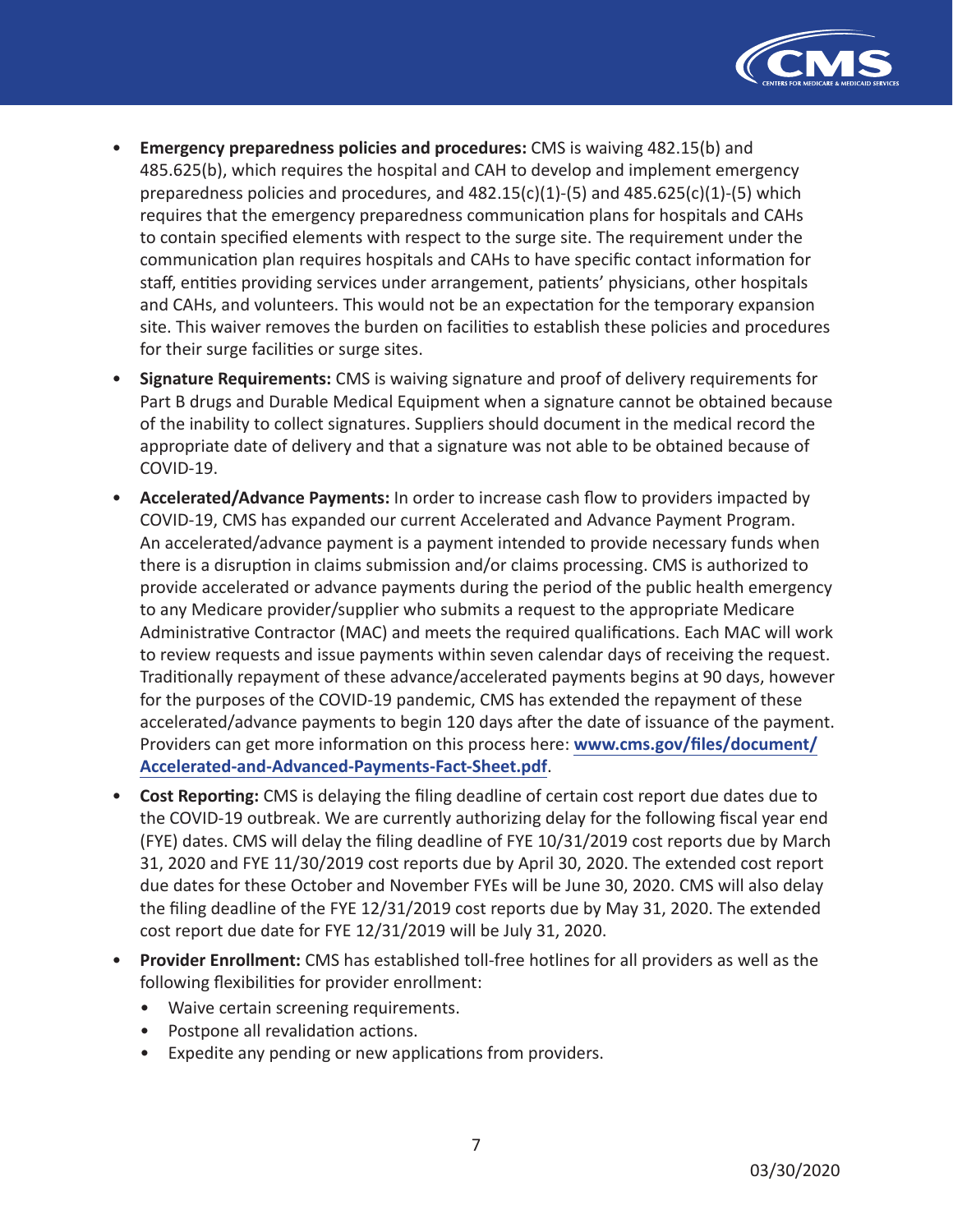- **Emergency preparedness policies and procedures:** CMS is waiving 482.15(b) and 485.625(b), which requires the hospital and CAH to develop and implement emergency preparedness policies and procedures, and 482.15(c)(1)-(5) and 485.625(c)(1)-(5) which requires that the emergency preparedness communication plans for hospitals and CAHs to contain specified elements with respect to the surge site. The requirement under the communication plan requires hospitals and CAHs to have specific contact information for staff, entities providing services under arrangement, patients' physicians, other hospitals and CAHs, and volunteers. This would not be an expectation for the temporary expansion site. This waiver removes the burden on facilities to establish these policies and procedures for their surge facilities or surge sites.
- **Signature Requirements:** CMS is waiving signature and proof of delivery requirements for Part B drugs and Durable Medical Equipment when a signature cannot be obtained because of the inability to collect signatures. Suppliers should document in the medical record the appropriate date of delivery and that a signature was not able to be obtained because of COVID-19.
- **Accelerated/Advance Payments:** In order to increase cash flow to providers impacted by COVID-19, CMS has expanded our current Accelerated and Advance Payment Program. An accelerated/advance payment is a payment intended to provide necessary funds when there is a disruption in claims submission and/or claims processing. CMS is authorized to provide accelerated or advance payments during the period of the public health emergency to any Medicare provider/supplier who submits a request to the appropriate Medicare Administrative Contractor (MAC) and meets the required qualifications. Each MAC will work to review requests and issue payments within seven calendar days of receiving the request. Traditionally repayment of these advance/accelerated payments begins at 90 days, however for the purposes of the COVID-19 pandemic, CMS has extended the repayment of these accelerated/advance payments to begin 120 days after the date of issuance of the payment. Providers can get more information on this process here: **www.cms.gov/files/document/Accelerated-and-Advanced-Payments-Fact-Sheet.pdf**.
- **Cost Reporting:** CMS is delaying the filing deadline of certain cost report due dates due to the COVID-19 outbreak. We are currently authorizing delay for the following fiscal year end (FYE) dates. CMS will delay the filing deadline of FYE 10/31/2019 cost reports due by March 31, 2020 and FYE 11/30/2019 cost reports due by April 30, 2020. The extended cost report due dates for these October and November FYEs will be June 30, 2020. CMS will also delay the filing deadline of the FYE 12/31/2019 cost reports due by May 31, 2020. The extended cost report due date for FYE 12/31/2019 will be July 31, 2020.
- **Provider Enrollment:** CMS has established toll-free hotlines for all providers as well as the following flexibilities for provider enrollment:
  - Waive certain screening requirements.
  - Postpone all revalidation actions.
  - Expedite any pending or new applications from providers.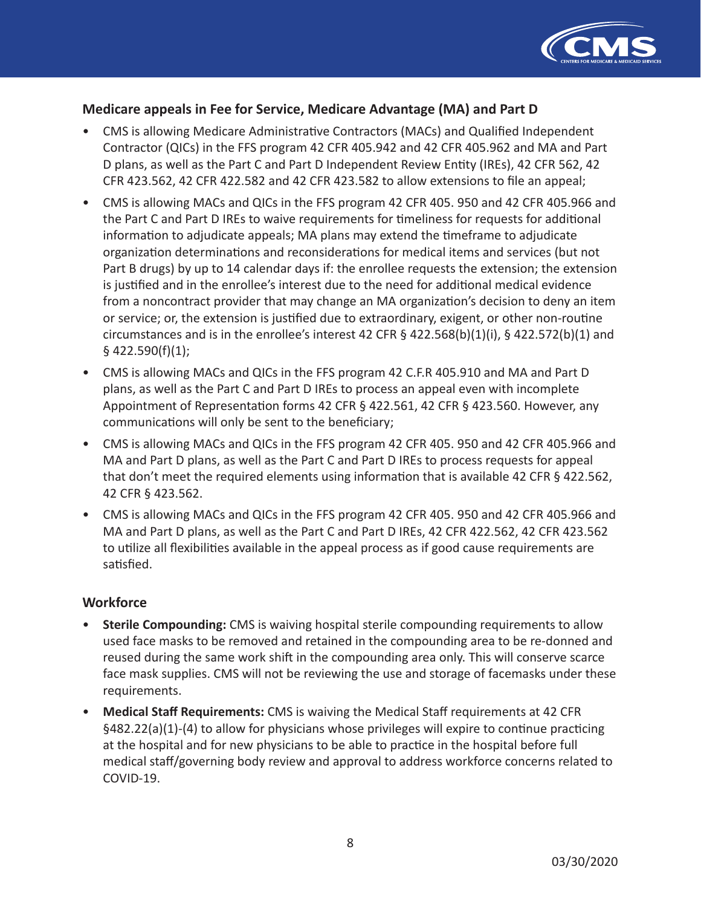### Medicare appeals in Fee for Service, Medicare Advantage (MA) and Part D

- CMS is allowing Medicare Administrative Contractors (MACs) and Qualified Independent Contractor (QICs) in the FFS program 42 CFR 405.942 and 42 CFR 405.962 and MA and Part D plans, as well as the Part C and Part D Independent Review Entity (IREs), 42 CFR 562, 42 CFR 423.562, 42 CFR 422.582 and 42 CFR 423.582 to allow extensions to file an appeal;
- CMS is allowing MACs and QICs in the FFS program 42 CFR 405. 950 and 42 CFR 405.966 and the Part C and Part D IREs to waive requirements for timeliness for requests for additional information to adjudicate appeals; MA plans may extend the timeframe to adjudicate organization determinations and reconsiderations for medical items and services (but not Part B drugs) by up to 14 calendar days if: the enrollee requests the extension; the extension is justified and in the enrollee's interest due to the need for additional medical evidence from a noncontract provider that may change an MA organization's decision to deny an item or service; or, the extension is justified due to extraordinary, exigent, or other non-routine circumstances and is in the enrollee's interest 42 CFR § 422.568(b)(1)(i), § 422.572(b)(1) and § 422.590(f)(1);
- CMS is allowing MACs and QICs in the FFS program 42 C.F.R 405.910 and MA and Part D plans, as well as the Part C and Part D IREs to process an appeal even with incomplete Appointment of Representation forms 42 CFR § 422.561, 42 CFR § 423.560. However, any communications will only be sent to the beneficiary;
- CMS is allowing MACs and QICs in the FFS program 42 CFR 405. 950 and 42 CFR 405.966 and MA and Part D plans, as well as the Part C and Part D IREs to process requests for appeal that don't meet the required elements using information that is available 42 CFR § 422.562, 42 CFR § 423.562.
- CMS is allowing MACs and QICs in the FFS program 42 CFR 405. 950 and 42 CFR 405.966 and MA and Part D plans, as well as the Part C and Part D IREs, 42 CFR 422.562, 42 CFR 423.562 to utilize all flexibilities available in the appeal process as if good cause requirements are satisfied.

### Workforce

- **Sterile Compounding:** CMS is waiving hospital sterile compounding requirements to allow used face masks to be removed and retained in the compounding area to be re-donned and reused during the same work shift in the compounding area only. This will conserve scarce face mask supplies. CMS will not be reviewing the use and storage of facemasks under these requirements.
- **Medical Staff Requirements:** CMS is waiving the Medical Staff requirements at 42 CFR §482.22(a)(1)-(4) to allow for physicians whose privileges will expire to continue practicing at the hospital and for new physicians to be able to practice in the hospital before full medical staff/governing body review and approval to address workforce concerns related to COVID-19.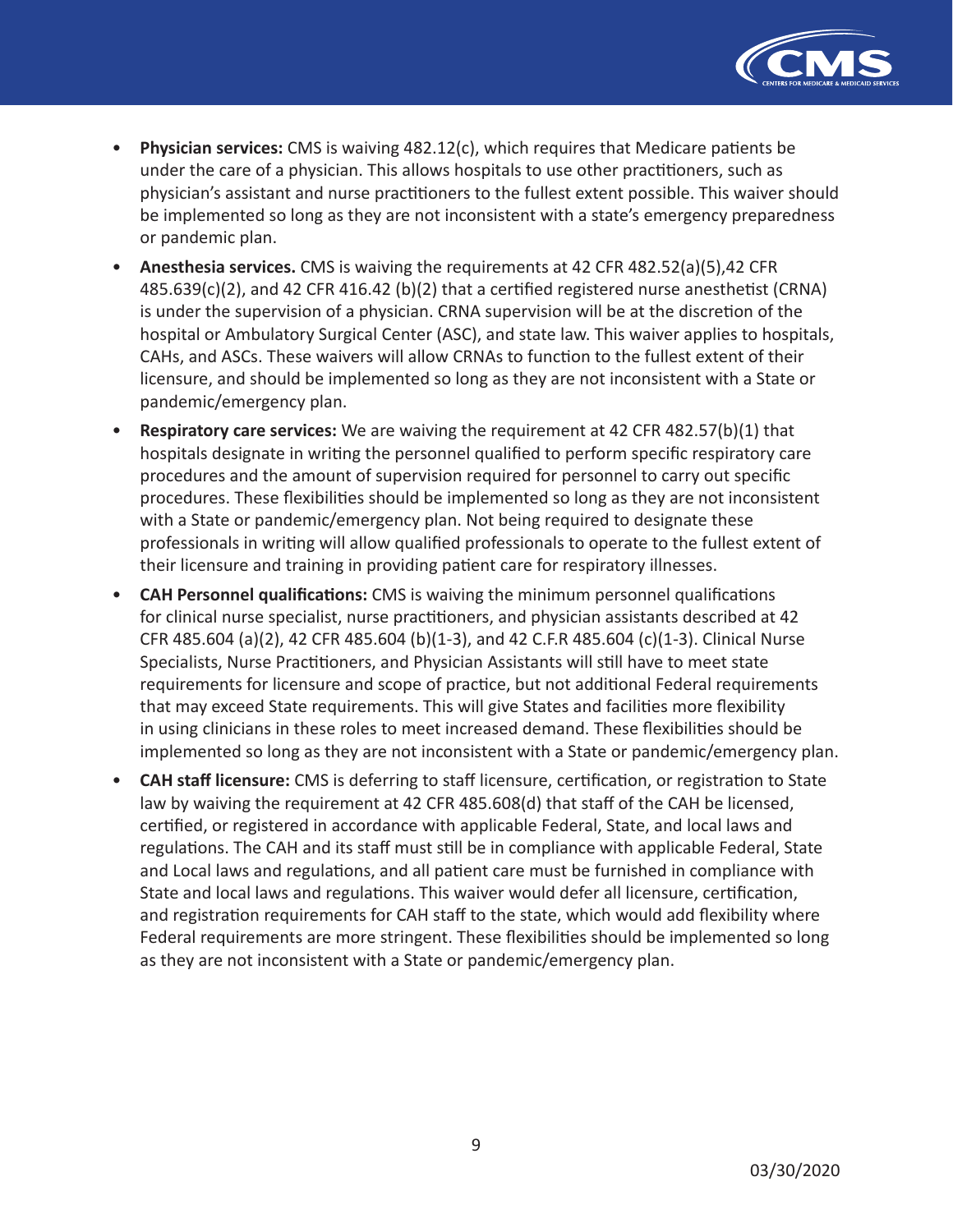- **Physician services:** CMS is waiving 482.12(c), which requires that Medicare patients be under the care of a physician. This allows hospitals to use other practitioners, such as physician's assistant and nurse practitioners to the fullest extent possible. This waiver should be implemented so long as they are not inconsistent with a state's emergency preparedness or pandemic plan.
- **Anesthesia services.** CMS is waiving the requirements at 42 CFR 482.52(a)(5),42 CFR 485.639(c)(2), and 42 CFR 416.42 (b)(2) that a certified registered nurse anesthetist (CRNA) is under the supervision of a physician. CRNA supervision will be at the discretion of the hospital or Ambulatory Surgical Center (ASC), and state law. This waiver applies to hospitals, CAHs, and ASCs. These waivers will allow CRNAs to function to the fullest extent of their licensure, and should be implemented so long as they are not inconsistent with a State or pandemic/emergency plan.
- **Respiratory care services:** We are waiving the requirement at 42 CFR 482.57(b)(1) that hospitals designate in writing the personnel qualified to perform specific respiratory care procedures and the amount of supervision required for personnel to carry out specific procedures. These flexibilities should be implemented so long as they are not inconsistent with a State or pandemic/emergency plan. Not being required to designate these professionals in writing will allow qualified professionals to operate to the fullest extent of their licensure and training in providing patient care for respiratory illnesses.
- **CAH Personnel qualifications:** CMS is waiving the minimum personnel qualifications for clinical nurse specialist, nurse practitioners, and physician assistants described at 42 CFR 485.604 (a)(2), 42 CFR 485.604 (b)(1-3), and 42 C.F.R 485.604 (c)(1-3). Clinical Nurse Specialists, Nurse Practitioners, and Physician Assistants will still have to meet state requirements for licensure and scope of practice, but not additional Federal requirements that may exceed State requirements. This will give States and facilities more flexibility in using clinicians in these roles to meet increased demand. These flexibilities should be implemented so long as they are not inconsistent with a State or pandemic/emergency plan.
- **CAH staff licensure:** CMS is deferring to staff licensure, certification, or registration to State law by waiving the requirement at 42 CFR 485.608(d) that staff of the CAH be licensed, certified, or registered in accordance with applicable Federal, State, and local laws and regulations. The CAH and its staff must still be in compliance with applicable Federal, State and Local laws and regulations, and all patient care must be furnished in compliance with State and local laws and regulations. This waiver would defer all licensure, certification, and registration requirements for CAH staff to the state, which would add flexibility where Federal requirements are more stringent. These flexibilities should be implemented so long as they are not inconsistent with a State or pandemic/emergency plan.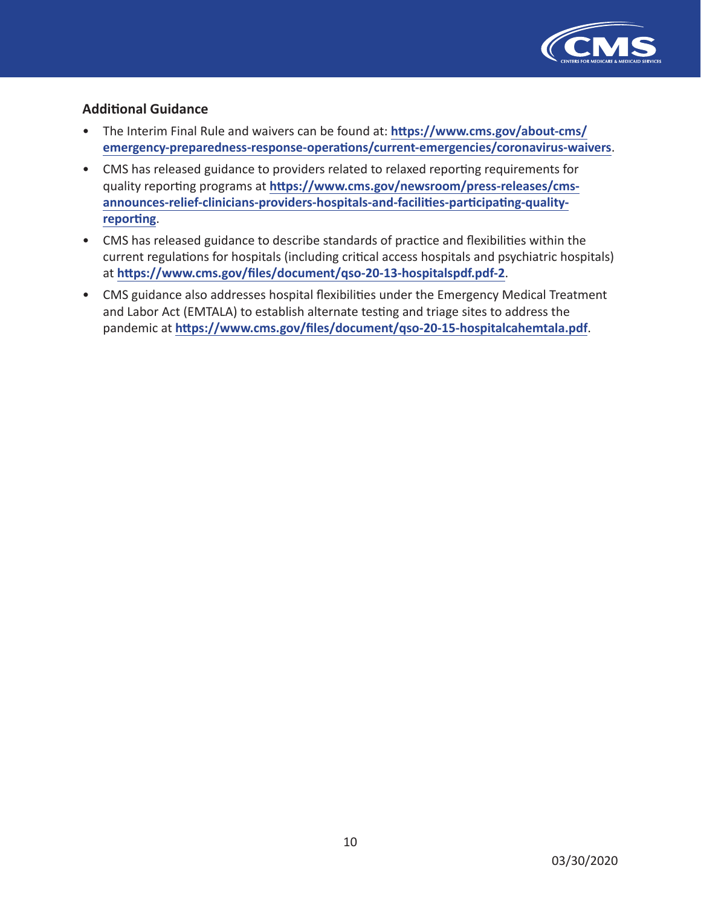**Additional Guidance**

- The Interim Final Rule and waivers can be found at: **https://www.cms.gov/about-cms/emergency-preparedness-response-operations/current-emergencies/coronavirus-waivers**.
- CMS has released guidance to providers related to relaxed reporting requirements for quality reporting programs at **https://www.cms.gov/newsroom/press-releases/cms-announces-relief-clinicians-providers-hospitals-and-facilities-participating-quality-reporting**.
- CMS has released guidance to describe standards of practice and flexibilities within the current regulations for hospitals (including critical access hospitals and psychiatric hospitals) at **https://www.cms.gov/files/document/qso-20-13-hospitalspdf.pdf-2**.
- CMS guidance also addresses hospital flexibilities under the Emergency Medical Treatment and Labor Act (EMTALA) to establish alternate testing and triage sites to address the pandemic at **https://www.cms.gov/files/document/qso-20-15-hospitalcahemtala.pdf**.

03/30/2020